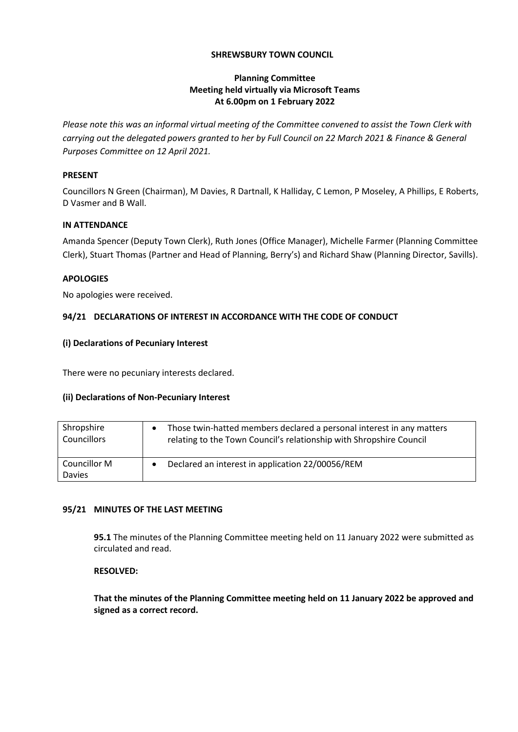**SHREWSBURY TOWN COUNCIL**

**Planning Committee**
**Meeting held virtually via Microsoft Teams**
**At 6.00pm on 1 February 2022**

*Please note this was an informal virtual meeting of the Committee convened to assist the Town Clerk with carrying out the delegated powers granted to her by Full Council on 22 March 2021 & Finance & General Purposes Committee on 12 April 2021.*

**PRESENT**

Councillors N Green (Chairman), M Davies, R Dartnall, K Halliday, C Lemon, P Moseley, A Phillips, E Roberts, D Vasmer and B Wall.

**IN ATTENDANCE**

Amanda Spencer (Deputy Town Clerk), Ruth Jones (Office Manager), Michelle Farmer (Planning Committee Clerk), Stuart Thomas (Partner and Head of Planning, Berry's) and Richard Shaw (Planning Director, Savills).

**APOLOGIES**

No apologies were received.

**94/21 DECLARATIONS OF INTEREST IN ACCORDANCE WITH THE CODE OF CONDUCT**

**(i) Declarations of Pecuniary Interest**

There were no pecuniary interests declared.

**(ii) Declarations of Non-Pecuniary Interest**

| | |
|---|---|
| Shropshire Councillors | • Those twin-hatted members declared a personal interest in any matters relating to the Town Council's relationship with Shropshire Council |
| Councillor M Davies | • Declared an interest in application 22/00056/REM |

**95/21 MINUTES OF THE LAST MEETING**

**95.1** The minutes of the Planning Committee meeting held on 11 January 2022 were submitted as circulated and read.

**RESOLVED:**

**That the minutes of the Planning Committee meeting held on 11 January 2022 be approved and signed as a correct record.**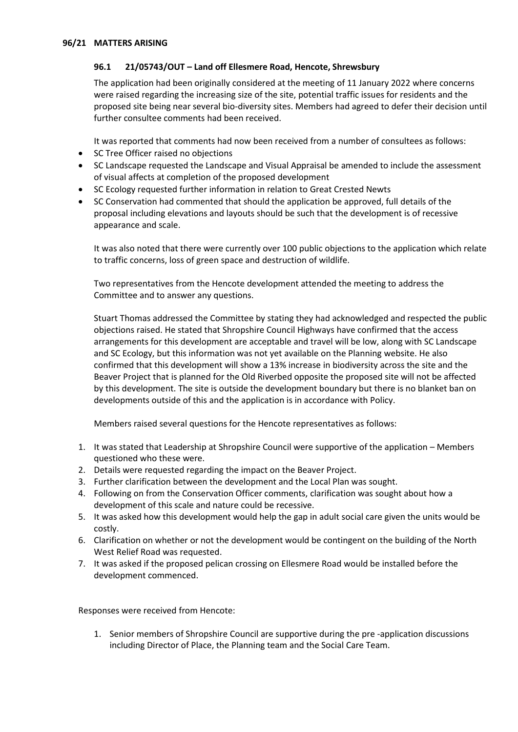## 96/21 MATTERS ARISING

### 96.1 21/05743/OUT – Land off Ellesmere Road, Hencote, Shrewsbury

The application had been originally considered at the meeting of 11 January 2022 where concerns were raised regarding the increasing size of the site, potential traffic issues for residents and the proposed site being near several bio-diversity sites. Members had agreed to defer their decision until further consultee comments had been received.

It was reported that comments had now been received from a number of consultees as follows:

- SC Tree Officer raised no objections
- SC Landscape requested the Landscape and Visual Appraisal be amended to include the assessment of visual affects at completion of the proposed development
- SC Ecology requested further information in relation to Great Crested Newts
- SC Conservation had commented that should the application be approved, full details of the proposal including elevations and layouts should be such that the development is of recessive appearance and scale.

It was also noted that there were currently over 100 public objections to the application which relate to traffic concerns, loss of green space and destruction of wildlife.

Two representatives from the Hencote development attended the meeting to address the Committee and to answer any questions.

Stuart Thomas addressed the Committee by stating they had acknowledged and respected the public objections raised. He stated that Shropshire Council Highways have confirmed that the access arrangements for this development are acceptable and travel will be low, along with SC Landscape and SC Ecology, but this information was not yet available on the Planning website. He also confirmed that this development will show a 13% increase in biodiversity across the site and the Beaver Project that is planned for the Old Riverbed opposite the proposed site will not be affected by this development. The site is outside the development boundary but there is no blanket ban on developments outside of this and the application is in accordance with Policy.

Members raised several questions for the Hencote representatives as follows:

1. It was stated that Leadership at Shropshire Council were supportive of the application – Members questioned who these were.
2. Details were requested regarding the impact on the Beaver Project.
3. Further clarification between the development and the Local Plan was sought.
4. Following on from the Conservation Officer comments, clarification was sought about how a development of this scale and nature could be recessive.
5. It was asked how this development would help the gap in adult social care given the units would be costly.
6. Clarification on whether or not the development would be contingent on the building of the North West Relief Road was requested.
7. It was asked if the proposed pelican crossing on Ellesmere Road would be installed before the development commenced.

Responses were received from Hencote:

1. Senior members of Shropshire Council are supportive during the pre -application discussions including Director of Place, the Planning team and the Social Care Team.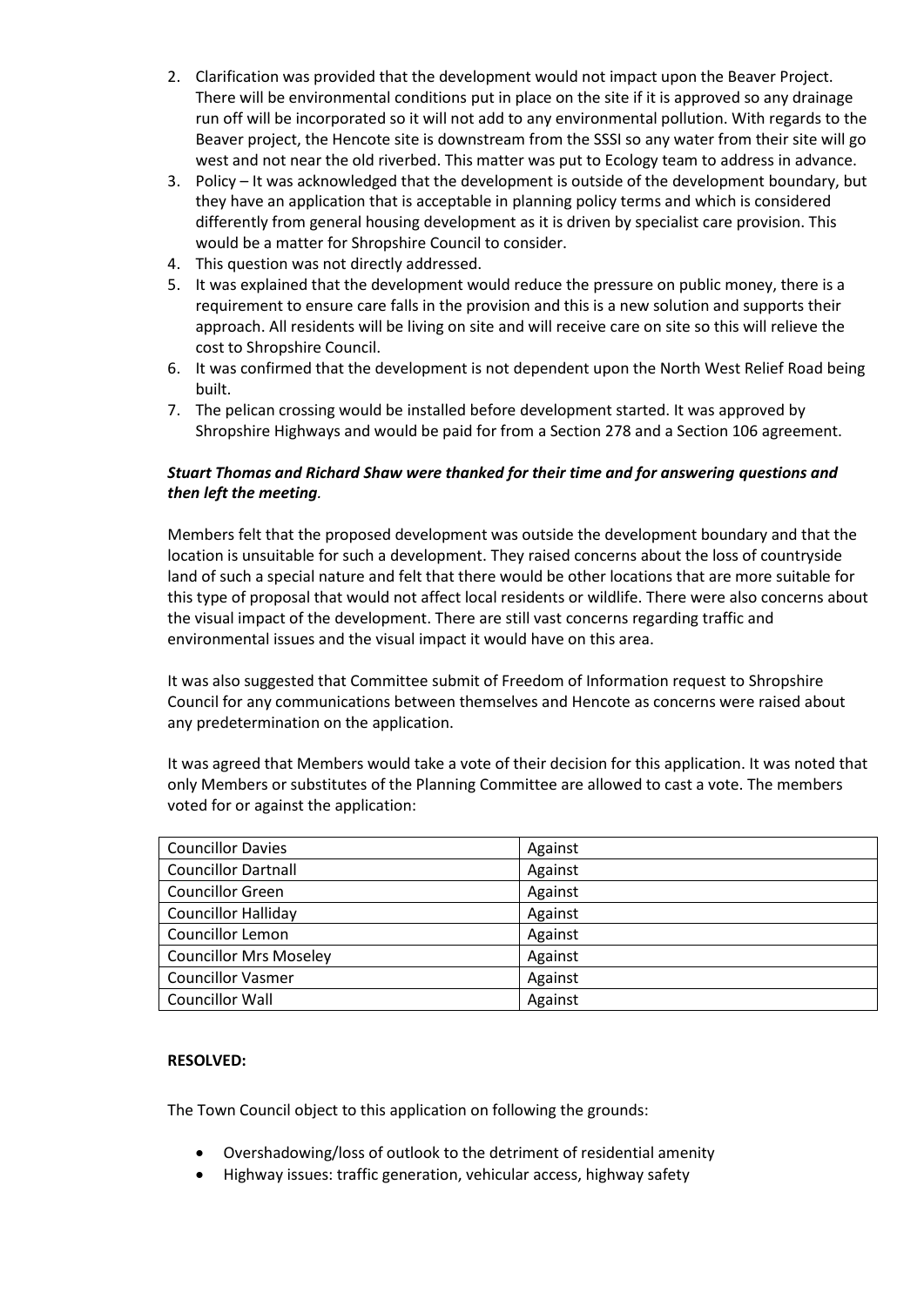2. Clarification was provided that the development would not impact upon the Beaver Project. There will be environmental conditions put in place on the site if it is approved so any drainage run off will be incorporated so it will not add to any environmental pollution. With regards to the Beaver project, the Hencote site is downstream from the SSSI so any water from their site will go west and not near the old riverbed. This matter was put to Ecology team to address in advance.
3. Policy – It was acknowledged that the development is outside of the development boundary, but they have an application that is acceptable in planning policy terms and which is considered differently from general housing development as it is driven by specialist care provision. This would be a matter for Shropshire Council to consider.
4. This question was not directly addressed.
5. It was explained that the development would reduce the pressure on public money, there is a requirement to ensure care falls in the provision and this is a new solution and supports their approach. All residents will be living on site and will receive care on site so this will relieve the cost to Shropshire Council.
6. It was confirmed that the development is not dependent upon the North West Relief Road being built.
7. The pelican crossing would be installed before development started. It was approved by Shropshire Highways and would be paid for from a Section 278 and a Section 106 agreement.

***Stuart Thomas and Richard Shaw were thanked for their time and for answering questions and then left the meeting.***

Members felt that the proposed development was outside the development boundary and that the location is unsuitable for such a development. They raised concerns about the loss of countryside land of such a special nature and felt that there would be other locations that are more suitable for this type of proposal that would not affect local residents or wildlife. There were also concerns about the visual impact of the development. There are still vast concerns regarding traffic and environmental issues and the visual impact it would have on this area.

It was also suggested that Committee submit of Freedom of Information request to Shropshire Council for any communications between themselves and Hencote as concerns were raised about any predetermination on the application.

It was agreed that Members would take a vote of their decision for this application. It was noted that only Members or substitutes of the Planning Committee are allowed to cast a vote. The members voted for or against the application:

| | |
|---|---|
| Councillor Davies | Against |
| Councillor Dartnall | Against |
| Councillor Green | Against |
| Councillor Halliday | Against |
| Councillor Lemon | Against |
| Councillor Mrs Moseley | Against |
| Councillor Vasmer | Against |
| Councillor Wall | Against |

**RESOLVED:**

The Town Council object to this application on following the grounds:

- Overshadowing/loss of outlook to the detriment of residential amenity
- Highway issues: traffic generation, vehicular access, highway safety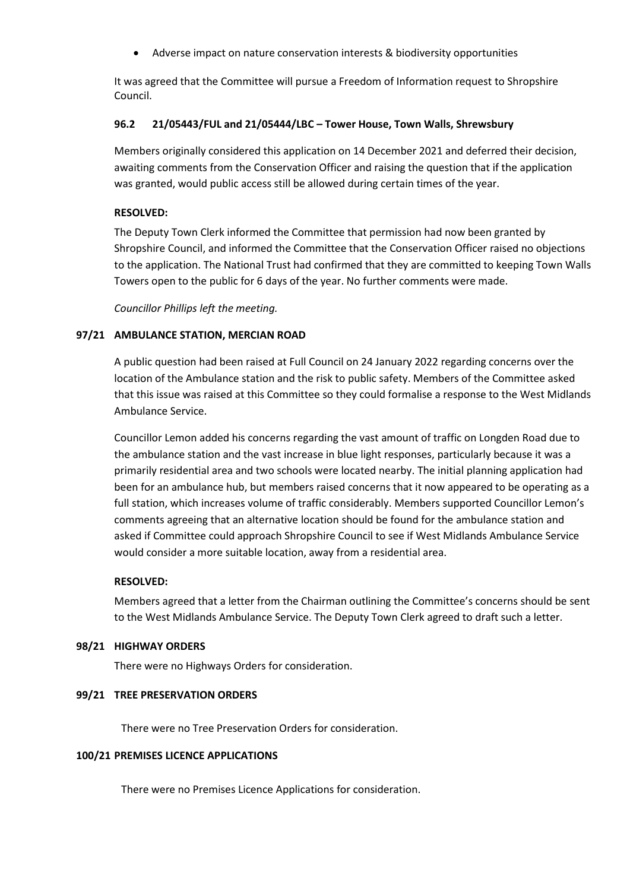- Adverse impact on nature conservation interests & biodiversity opportunities

It was agreed that the Committee will pursue a Freedom of Information request to Shropshire Council.

### 96.2 21/05443/FUL and 21/05444/LBC – Tower House, Town Walls, Shrewsbury

Members originally considered this application on 14 December 2021 and deferred their decision, awaiting comments from the Conservation Officer and raising the question that if the application was granted, would public access still be allowed during certain times of the year.

**RESOLVED:**

The Deputy Town Clerk informed the Committee that permission had now been granted by Shropshire Council, and informed the Committee that the Conservation Officer raised no objections to the application. The National Trust had confirmed that they are committed to keeping Town Walls Towers open to the public for 6 days of the year. No further comments were made.

*Councillor Phillips left the meeting.*

## 97/21 AMBULANCE STATION, MERCIAN ROAD

A public question had been raised at Full Council on 24 January 2022 regarding concerns over the location of the Ambulance station and the risk to public safety. Members of the Committee asked that this issue was raised at this Committee so they could formalise a response to the West Midlands Ambulance Service.

Councillor Lemon added his concerns regarding the vast amount of traffic on Longden Road due to the ambulance station and the vast increase in blue light responses, particularly because it was a primarily residential area and two schools were located nearby. The initial planning application had been for an ambulance hub, but members raised concerns that it now appeared to be operating as a full station, which increases volume of traffic considerably. Members supported Councillor Lemon's comments agreeing that an alternative location should be found for the ambulance station and asked if Committee could approach Shropshire Council to see if West Midlands Ambulance Service would consider a more suitable location, away from a residential area.

**RESOLVED:**

Members agreed that a letter from the Chairman outlining the Committee's concerns should be sent to the West Midlands Ambulance Service. The Deputy Town Clerk agreed to draft such a letter.

## 98/21 HIGHWAY ORDERS

There were no Highways Orders for consideration.

## 99/21 TREE PRESERVATION ORDERS

There were no Tree Preservation Orders for consideration.

## 100/21 PREMISES LICENCE APPLICATIONS

There were no Premises Licence Applications for consideration.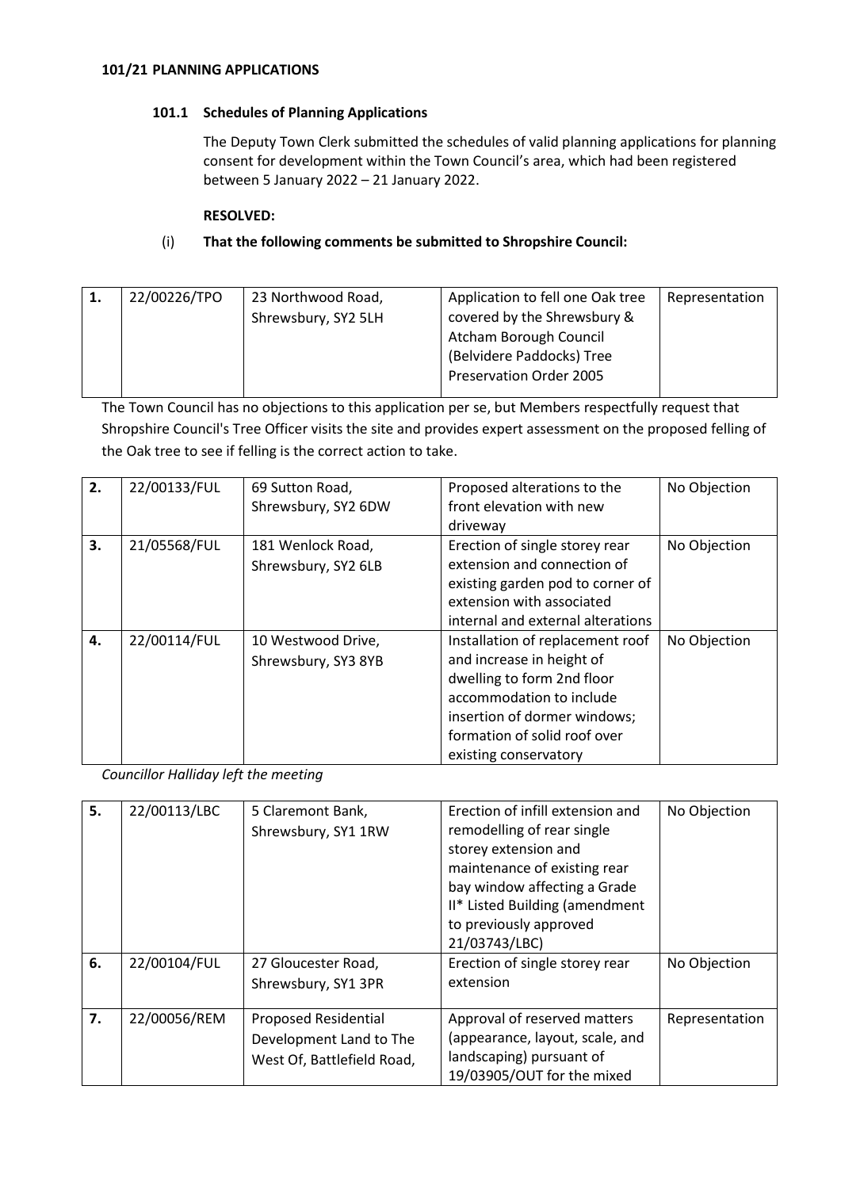**101/21 PLANNING APPLICATIONS**

**101.1 Schedules of Planning Applications**

The Deputy Town Clerk submitted the schedules of valid planning applications for planning consent for development within the Town Council's area, which had been registered between 5 January 2022 – 21 January 2022.

**RESOLVED:**

(i) **That the following comments be submitted to Shropshire Council:**

| | | | | |
|---|---|---|---|---|
| **1.** | 22/00226/TPO | 23 Northwood Road, Shrewsbury, SY2 5LH | Application to fell one Oak tree covered by the Shrewsbury & Atcham Borough Council (Belvidere Paddocks) Tree Preservation Order 2005 | Representation |

The Town Council has no objections to this application per se, but Members respectfully request that Shropshire Council's Tree Officer visits the site and provides expert assessment on the proposed felling of the Oak tree to see if felling is the correct action to take.

| | | | | |
|---|---|---|---|---|
| **2.** | 22/00133/FUL | 69 Sutton Road, Shrewsbury, SY2 6DW | Proposed alterations to the front elevation with new driveway | No Objection |
| **3.** | 21/05568/FUL | 181 Wenlock Road, Shrewsbury, SY2 6LB | Erection of single storey rear extension and connection of existing garden pod to corner of extension with associated internal and external alterations | No Objection |
| **4.** | 22/00114/FUL | 10 Westwood Drive, Shrewsbury, SY3 8YB | Installation of replacement roof and increase in height of dwelling to form 2nd floor accommodation to include insertion of dormer windows; formation of solid roof over existing conservatory | No Objection |

*Councillor Halliday left the meeting*

| | | | | |
|---|---|---|---|---|
| **5.** | 22/00113/LBC | 5 Claremont Bank, Shrewsbury, SY1 1RW | Erection of infill extension and remodelling of rear single storey extension and maintenance of existing rear bay window affecting a Grade II* Listed Building (amendment to previously approved 21/03743/LBC) | No Objection |
| **6.** | 22/00104/FUL | 27 Gloucester Road, Shrewsbury, SY1 3PR | Erection of single storey rear extension | No Objection |
| **7.** | 22/00056/REM | Proposed Residential Development Land to The West Of, Battlefield Road, | Approval of reserved matters (appearance, layout, scale, and landscaping) pursuant of 19/03905/OUT for the mixed | Representation |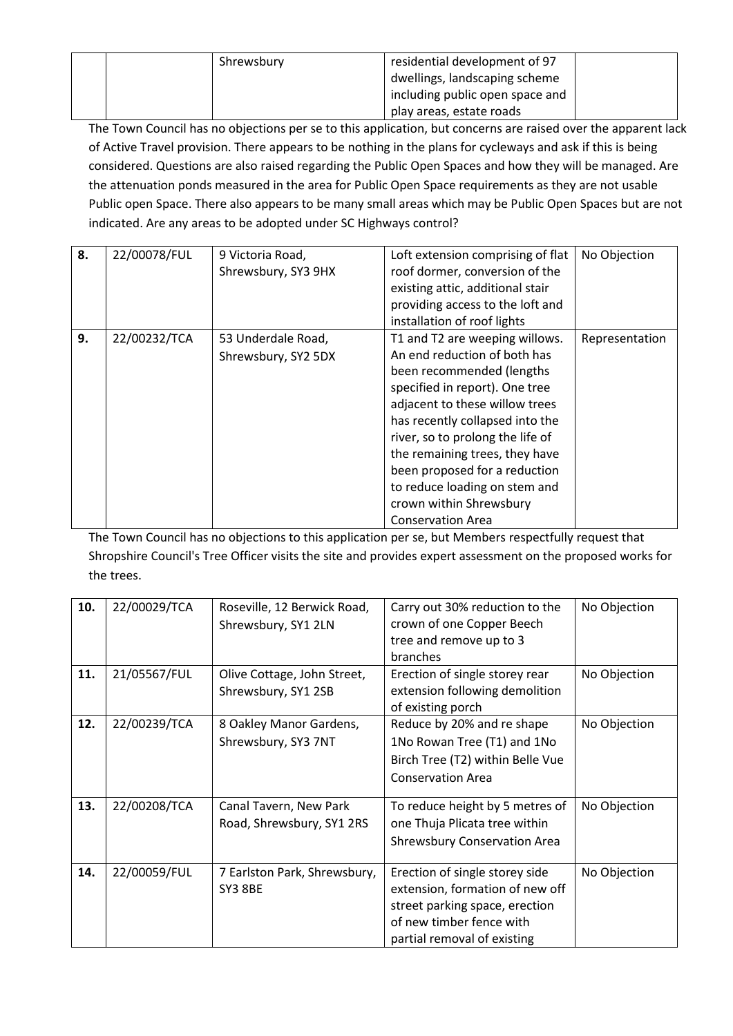| | | Shrewsbury | residential development of 97 dwellings, landscaping scheme including public open space and play areas, estate roads | |
|---|---|---|---|---|

The Town Council has no objections per se to this application, but concerns are raised over the apparent lack of Active Travel provision. There appears to be nothing in the plans for cycleways and ask if this is being considered. Questions are also raised regarding the Public Open Spaces and how they will be managed. Are the attenuation ponds measured in the area for Public Open Space requirements as they are not usable Public open Space. There also appears to be many small areas which may be Public Open Spaces but are not indicated. Are any areas to be adopted under SC Highways control?

| | | | | |
|---|---|---|---|---|
| **8.** | 22/00078/FUL | 9 Victoria Road, Shrewsbury, SY3 9HX | Loft extension comprising of flat roof dormer, conversion of the existing attic, additional stair providing access to the loft and installation of roof lights | No Objection |
| **9.** | 22/00232/TCA | 53 Underdale Road, Shrewsbury, SY2 5DX | T1 and T2 are weeping willows. An end reduction of both has been recommended (lengths specified in report). One tree adjacent to these willow trees has recently collapsed into the river, so to prolong the life of the remaining trees, they have been proposed for a reduction to reduce loading on stem and crown within Shrewsbury Conservation Area | Representation |

The Town Council has no objections to this application per se, but Members respectfully request that Shropshire Council's Tree Officer visits the site and provides expert assessment on the proposed works for the trees.

| | | | | |
|---|---|---|---|---|
| **10.** | 22/00029/TCA | Roseville, 12 Berwick Road, Shrewsbury, SY1 2LN | Carry out 30% reduction to the crown of one Copper Beech tree and remove up to 3 branches | No Objection |
| **11.** | 21/05567/FUL | Olive Cottage, John Street, Shrewsbury, SY1 2SB | Erection of single storey rear extension following demolition of existing porch | No Objection |
| **12.** | 22/00239/TCA | 8 Oakley Manor Gardens, Shrewsbury, SY3 7NT | Reduce by 20% and re shape 1No Rowan Tree (T1) and 1No Birch Tree (T2) within Belle Vue Conservation Area | No Objection |
| **13.** | 22/00208/TCA | Canal Tavern, New Park Road, Shrewsbury, SY1 2RS | To reduce height by 5 metres of one Thuja Plicata tree within Shrewsbury Conservation Area | No Objection |
| **14.** | 22/00059/FUL | 7 Earlston Park, Shrewsbury, SY3 8BE | Erection of single storey side extension, formation of new off street parking space, erection of new timber fence with partial removal of existing | No Objection |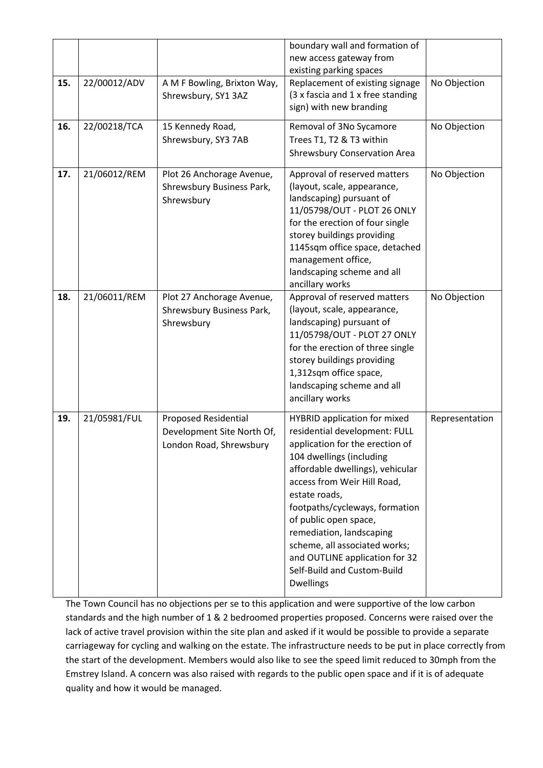|  |  |  | boundary wall and formation of new access gateway from existing parking spaces |  |
|---|---|---|---|---|
| 15. | 22/00012/ADV | A M F Bowling, Brixton Way, Shrewsbury, SY1 3AZ | Replacement of existing signage (3 x fascia and 1 x free standing sign) with new branding | No Objection |
| 16. | 22/00218/TCA | 15 Kennedy Road, Shrewsbury, SY3 7AB | Removal of 3No Sycamore Trees T1, T2 & T3 within Shrewsbury Conservation Area | No Objection |
| 17. | 21/06012/REM | Plot 26 Anchorage Avenue, Shrewsbury Business Park, Shrewsbury | Approval of reserved matters (layout, scale, appearance, landscaping) pursuant of 11/05798/OUT - PLOT 26 ONLY for the erection of four single storey buildings providing 1145sqm office space, detached management office, landscaping scheme and all ancillary works | No Objection |
| 18. | 21/06011/REM | Plot 27 Anchorage Avenue, Shrewsbury Business Park, Shrewsbury | Approval of reserved matters (layout, scale, appearance, landscaping) pursuant of 11/05798/OUT - PLOT 27 ONLY for the erection of three single storey buildings providing 1,312sqm office space, landscaping scheme and all ancillary works | No Objection |
| 19. | 21/05981/FUL | Proposed Residential Development Site North Of, London Road, Shrewsbury | HYBRID application for mixed residential development: FULL application for the erection of 104 dwellings (including affordable dwellings), vehicular access from Weir Hill Road, estate roads, footpaths/cycleways, formation of public open space, remediation, landscaping scheme, all associated works; and OUTLINE application for 32 Self-Build and Custom-Build Dwellings | Representation |

The Town Council has no objections per se to this application and were supportive of the low carbon standards and the high number of 1 & 2 bedroomed properties proposed. Concerns were raised over the lack of active travel provision within the site plan and asked if it would be possible to provide a separate carriageway for cycling and walking on the estate. The infrastructure needs to be put in place correctly from the start of the development. Members would also like to see the speed limit reduced to 30mph from the Emstrey Island. A concern was also raised with regards to the public open space and if it is of adequate quality and how it would be managed.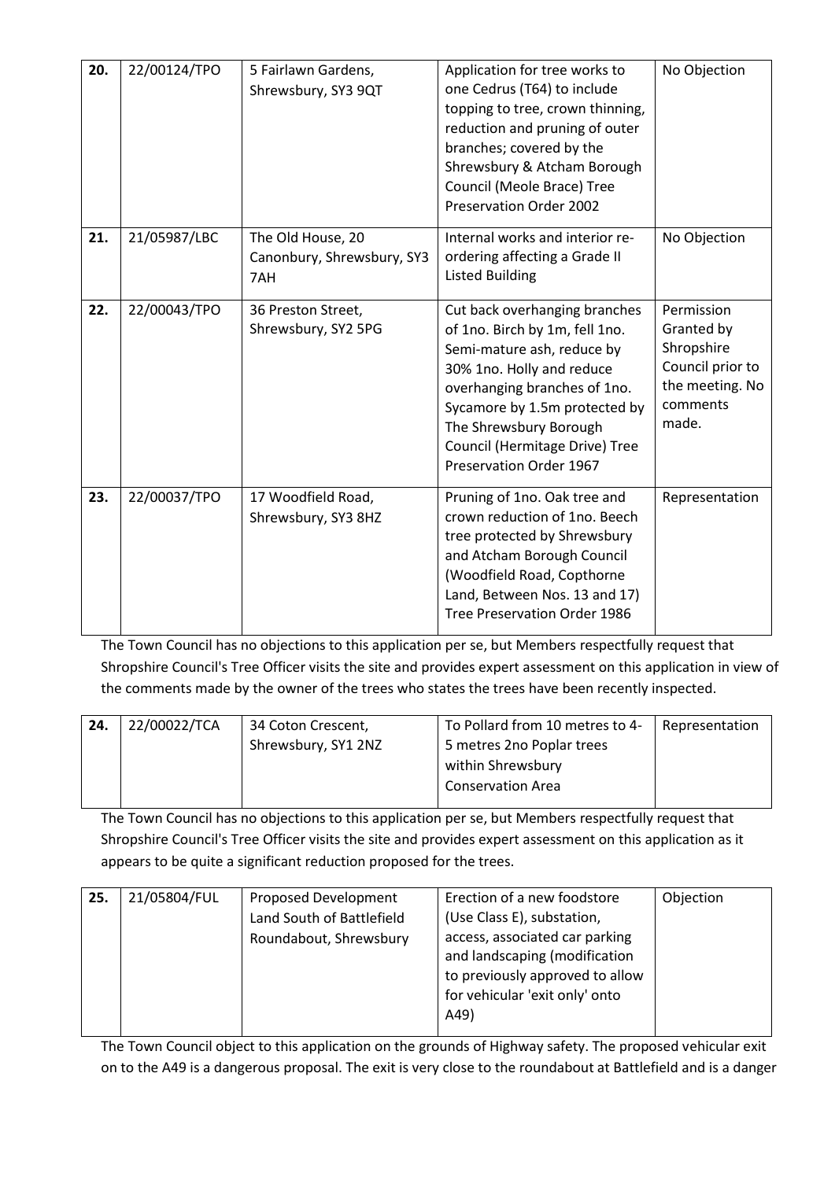| | | | | |
|---|---|---|---|---|
| **20.** | 22/00124/TPO | 5 Fairlawn Gardens, Shrewsbury, SY3 9QT | Application for tree works to one Cedrus (T64) to include topping to tree, crown thinning, reduction and pruning of outer branches; covered by the Shrewsbury & Atcham Borough Council (Meole Brace) Tree Preservation Order 2002 | No Objection |
| **21.** | 21/05987/LBC | The Old House, 20 Canonbury, Shrewsbury, SY3 7AH | Internal works and interior re-ordering affecting a Grade II Listed Building | No Objection |
| **22.** | 22/00043/TPO | 36 Preston Street, Shrewsbury, SY2 5PG | Cut back overhanging branches of 1no. Birch by 1m, fell 1no. Semi-mature ash, reduce by 30% 1no. Holly and reduce overhanging branches of 1no. Sycamore by 1.5m protected by The Shrewsbury Borough Council (Hermitage Drive) Tree Preservation Order 1967 | Permission Granted by Shropshire Council prior to the meeting. No comments made. |
| **23.** | 22/00037/TPO | 17 Woodfield Road, Shrewsbury, SY3 8HZ | Pruning of 1no. Oak tree and crown reduction of 1no. Beech tree protected by Shrewsbury and Atcham Borough Council (Woodfield Road, Copthorne Land, Between Nos. 13 and 17) Tree Preservation Order 1986 | Representation |

The Town Council has no objections to this application per se, but Members respectfully request that Shropshire Council's Tree Officer visits the site and provides expert assessment on this application in view of the comments made by the owner of the trees who states the trees have been recently inspected.

| | | | | |
|---|---|---|---|---|
| **24.** | 22/00022/TCA | 34 Coton Crescent, Shrewsbury, SY1 2NZ | To Pollard from 10 metres to 4-5 metres 2no Poplar trees within Shrewsbury Conservation Area | Representation |

The Town Council has no objections to this application per se, but Members respectfully request that Shropshire Council's Tree Officer visits the site and provides expert assessment on this application as it appears to be quite a significant reduction proposed for the trees.

| | | | | |
|---|---|---|---|---|
| **25.** | 21/05804/FUL | Proposed Development Land South of Battlefield Roundabout, Shrewsbury | Erection of a new foodstore (Use Class E), substation, access, associated car parking and landscaping (modification to previously approved to allow for vehicular 'exit only' onto A49) | Objection |

The Town Council object to this application on the grounds of Highway safety. The proposed vehicular exit on to the A49 is a dangerous proposal. The exit is very close to the roundabout at Battlefield and is a danger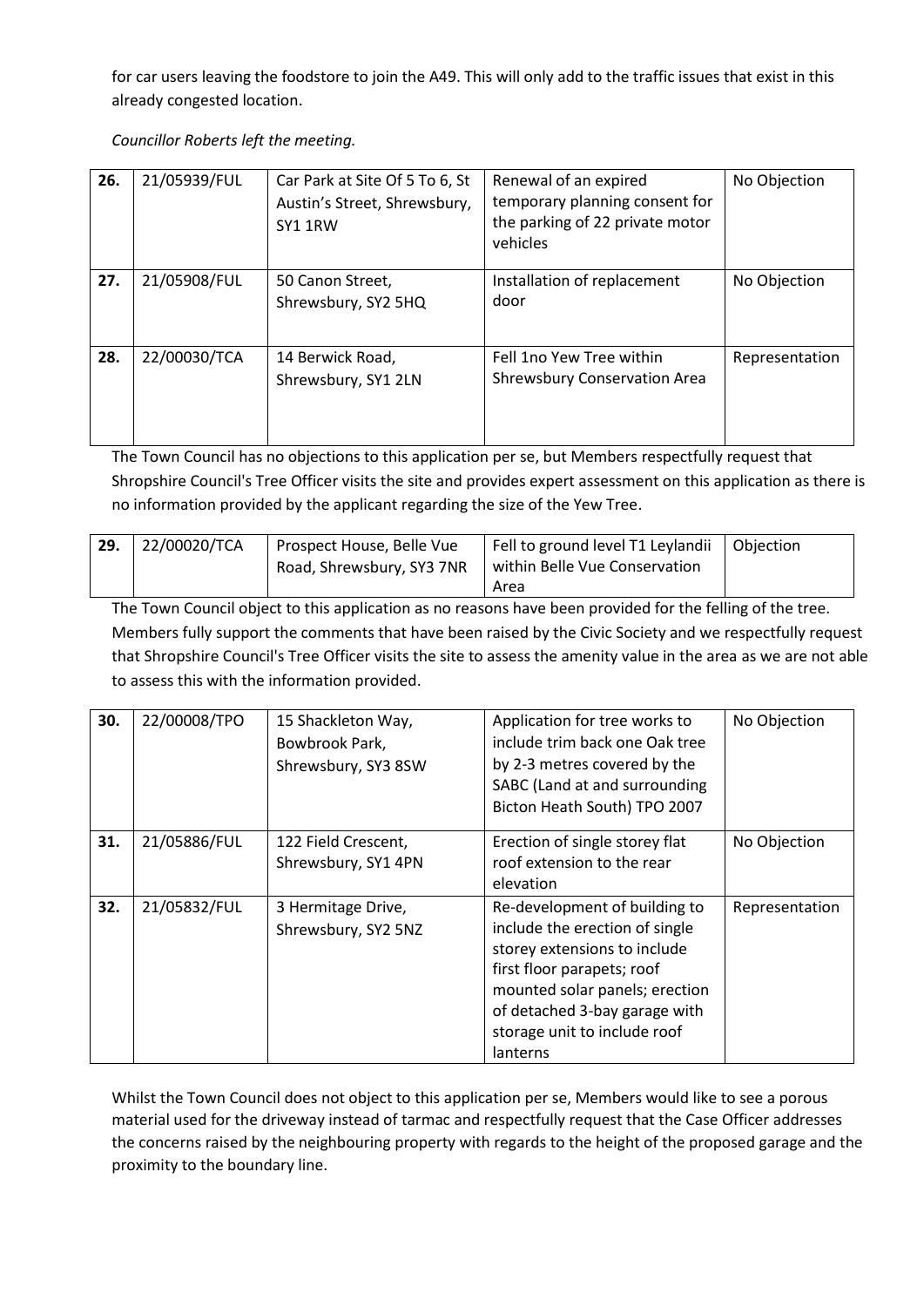for car users leaving the foodstore to join the A49. This will only add to the traffic issues that exist in this already congested location.

*Councillor Roberts left the meeting.*

| | | | | |
|---|---|---|---|---|
| **26.** | 21/05939/FUL | Car Park at Site Of 5 To 6, St Austin's Street, Shrewsbury, SY1 1RW | Renewal of an expired temporary planning consent for the parking of 22 private motor vehicles | No Objection |
| **27.** | 21/05908/FUL | 50 Canon Street, Shrewsbury, SY2 5HQ | Installation of replacement door | No Objection |
| **28.** | 22/00030/TCA | 14 Berwick Road, Shrewsbury, SY1 2LN | Fell 1no Yew Tree within Shrewsbury Conservation Area | Representation |

The Town Council has no objections to this application per se, but Members respectfully request that Shropshire Council's Tree Officer visits the site and provides expert assessment on this application as there is no information provided by the applicant regarding the size of the Yew Tree.

| | | | | |
|---|---|---|---|---|
| **29.** | 22/00020/TCA | Prospect House, Belle Vue Road, Shrewsbury, SY3 7NR | Fell to ground level T1 Leylandii within Belle Vue Conservation Area | Objection |

The Town Council object to this application as no reasons have been provided for the felling of the tree. Members fully support the comments that have been raised by the Civic Society and we respectfully request that Shropshire Council's Tree Officer visits the site to assess the amenity value in the area as we are not able to assess this with the information provided.

| | | | | |
|---|---|---|---|---|
| **30.** | 22/00008/TPO | 15 Shackleton Way, Bowbrook Park, Shrewsbury, SY3 8SW | Application for tree works to include trim back one Oak tree by 2-3 metres covered by the SABC (Land at and surrounding Bicton Heath South) TPO 2007 | No Objection |
| **31.** | 21/05886/FUL | 122 Field Crescent, Shrewsbury, SY1 4PN | Erection of single storey flat roof extension to the rear elevation | No Objection |
| **32.** | 21/05832/FUL | 3 Hermitage Drive, Shrewsbury, SY2 5NZ | Re-development of building to include the erection of single storey extensions to include first floor parapets; roof mounted solar panels; erection of detached 3-bay garage with storage unit to include roof lanterns | Representation |

Whilst the Town Council does not object to this application per se, Members would like to see a porous material used for the driveway instead of tarmac and respectfully request that the Case Officer addresses the concerns raised by the neighbouring property with regards to the height of the proposed garage and the proximity to the boundary line.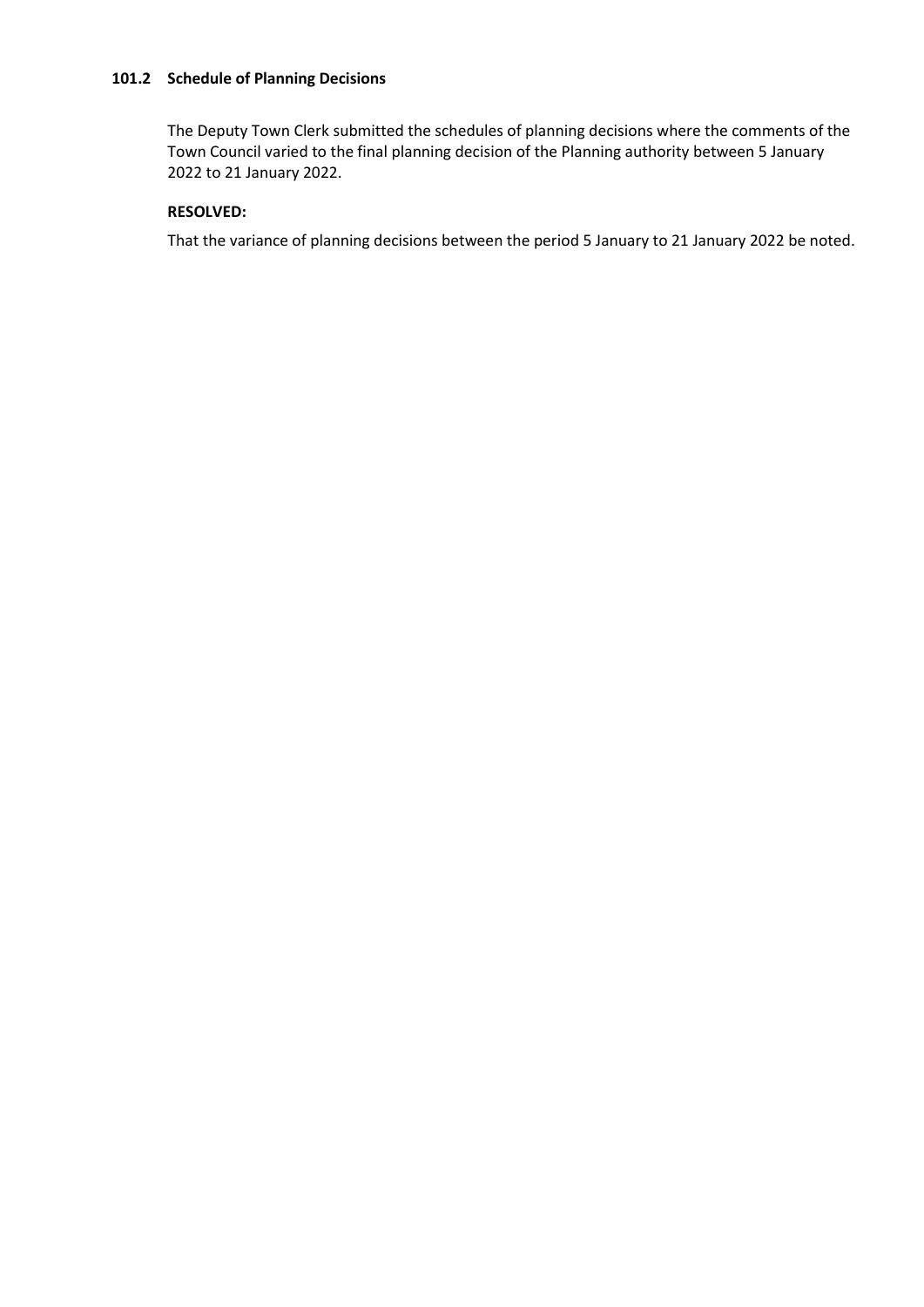### 101.2 Schedule of Planning Decisions

The Deputy Town Clerk submitted the schedules of planning decisions where the comments of the Town Council varied to the final planning decision of the Planning authority between 5 January 2022 to 21 January 2022.

**RESOLVED:**

That the variance of planning decisions between the period 5 January to 21 January 2022 be noted.